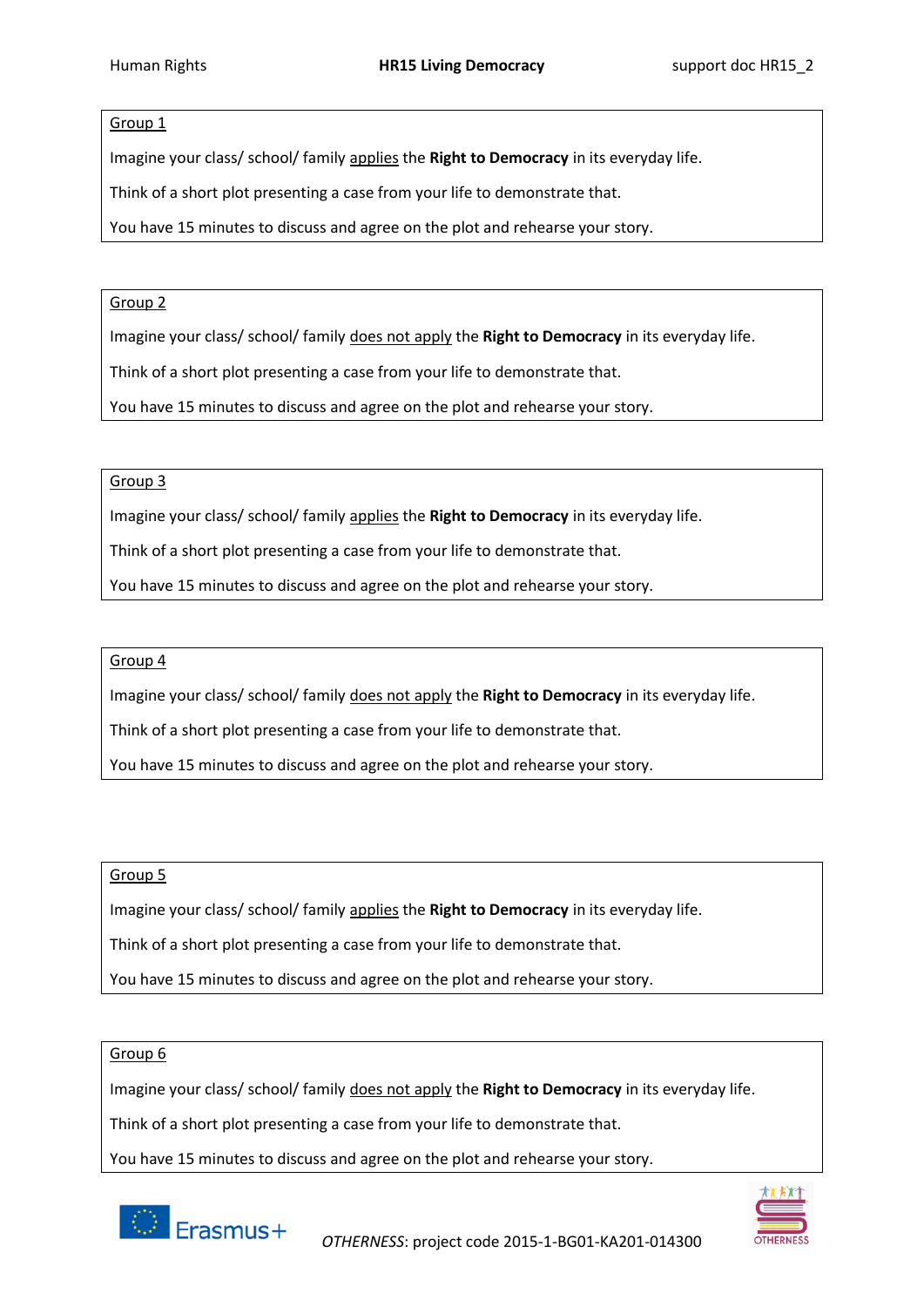Group 1

Imagine your class/ school/ family applies the **Right to Democracy** in its everyday life.

Think of a short plot presenting a case from your life to demonstrate that.

You have 15 minutes to discuss and agree on the plot and rehearse your story.

---

Group 2

Imagine your class/ school/ family does not apply the **Right to Democracy** in its everyday life.

Think of a short plot presenting a case from your life to demonstrate that.

You have 15 minutes to discuss and agree on the plot and rehearse your story.

---

Group 3

Imagine your class/ school/ family applies the **Right to Democracy** in its everyday life.

Think of a short plot presenting a case from your life to demonstrate that.

You have 15 minutes to discuss and agree on the plot and rehearse your story.

---

Group 4

Imagine your class/ school/ family does not apply the **Right to Democracy** in its everyday life.

Think of a short plot presenting a case from your life to demonstrate that.

You have 15 minutes to discuss and agree on the plot and rehearse your story.

---

Group 5

Imagine your class/ school/ family applies the **Right to Democracy** in its everyday life.

Think of a short plot presenting a case from your life to demonstrate that.

You have 15 minutes to discuss and agree on the plot and rehearse your story.

---

Group 6

Imagine your class/ school/ family does not apply the **Right to Democracy** in its everyday life.

Think of a short plot presenting a case from your life to demonstrate that.

You have 15 minutes to discuss and agree on the plot and rehearse your story.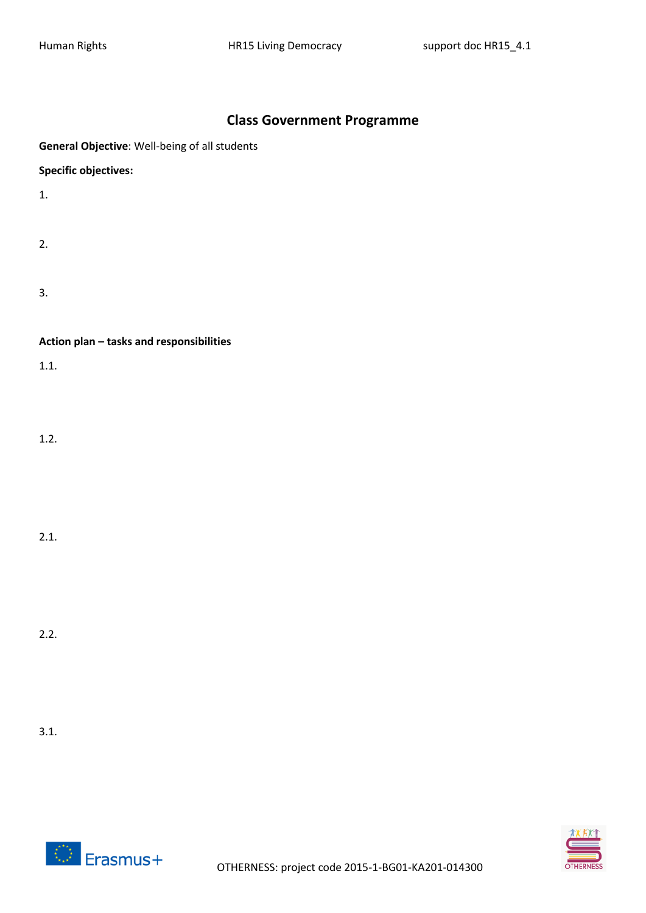## Class Government Programme

**General Objective**: Well-being of all students

**Specific objectives:**

1.

2.

3.

**Action plan – tasks and responsibilities**

1.1.

1.2.

2.1.

2.2.

3.1.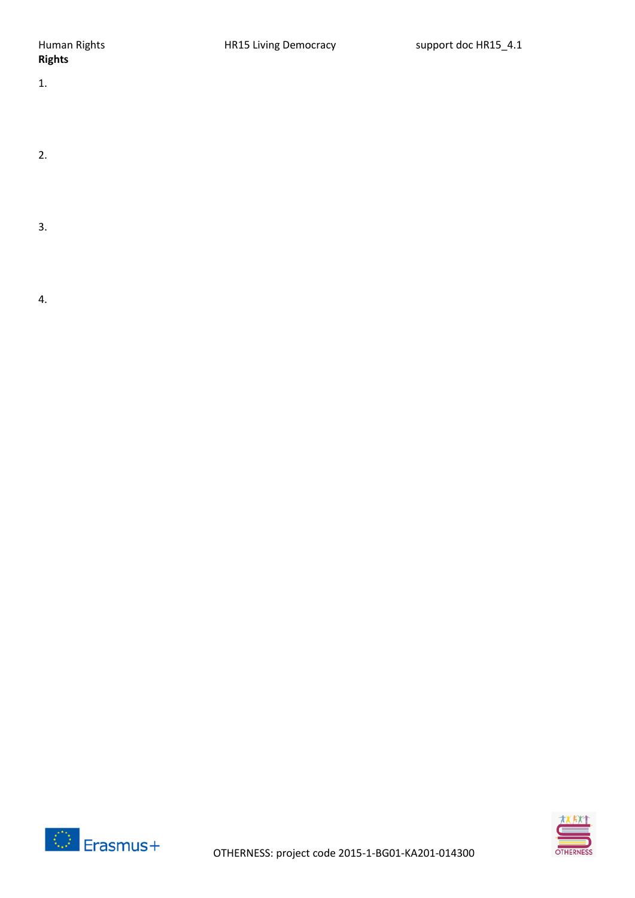**Rights**

1.

2.

3.

4.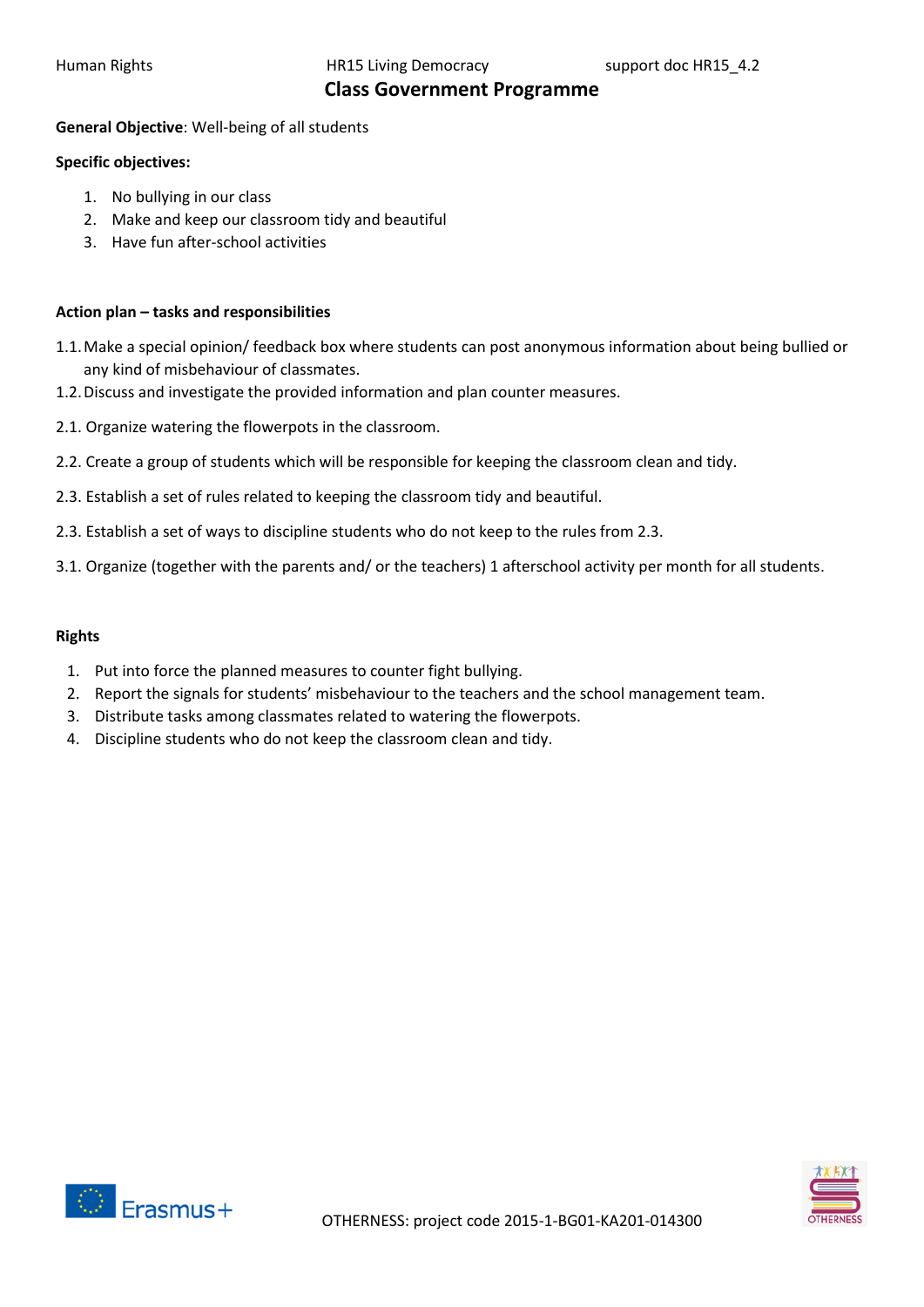# Class Government Programme

**General Objective**: Well-being of all students

**Specific objectives:**

1. No bullying in our class
2. Make and keep our classroom tidy and beautiful
3. Have fun after-school activities

**Action plan – tasks and responsibilities**

1.1. Make a special opinion/ feedback box where students can post anonymous information about being bullied or any kind of misbehaviour of classmates.

1.2. Discuss and investigate the provided information and plan counter measures.

2.1. Organize watering the flowerpots in the classroom.

2.2. Create a group of students which will be responsible for keeping the classroom clean and tidy.

2.3. Establish a set of rules related to keeping the classroom tidy and beautiful.

2.3. Establish a set of ways to discipline students who do not keep to the rules from 2.3.

3.1. Organize (together with the parents and/ or the teachers) 1 afterschool activity per month for all students.

**Rights**

1. Put into force the planned measures to counter fight bullying.
2. Report the signals for students' misbehaviour to the teachers and the school management team.
3. Distribute tasks among classmates related to watering the flowerpots.
4. Discipline students who do not keep the classroom clean and tidy.